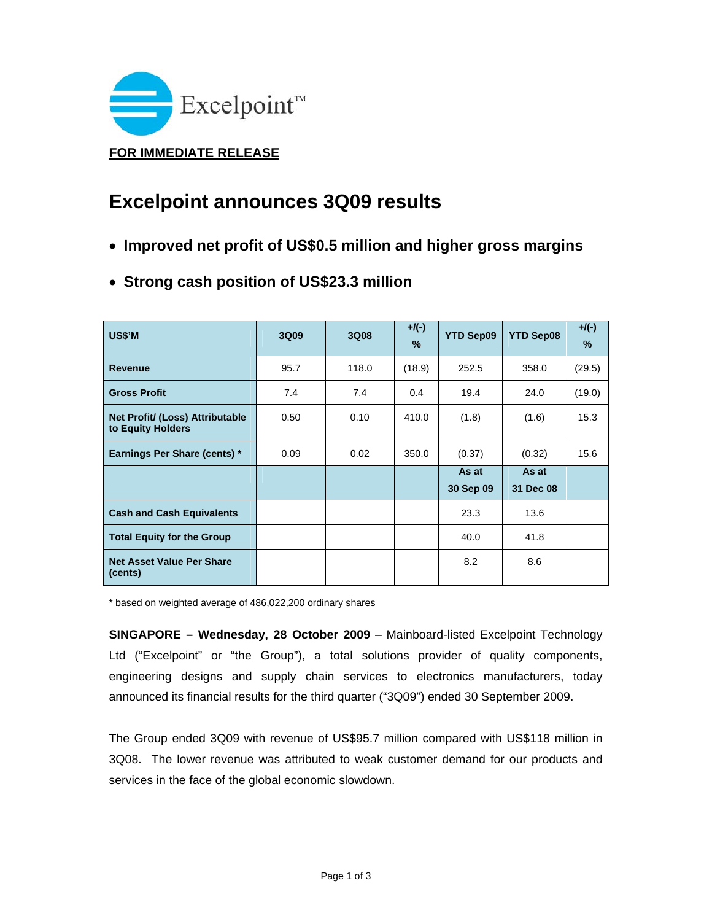Excelpoint™

**FOR IMMEDIATE RELEASE**

# Excelpoint announces 3Q09 results

- **Improved net profit of US$0.5 million and higher gross margins**
- **Strong cash position of US$23.3 million**

| US$'M | 3Q09 | 3Q08 | +/(-) % | YTD Sep09 | YTD Sep08 | +/(-) % |
|---|---|---|---|---|---|---|
| **Revenue** | 95.7 | 118.0 | (18.9) | 252.5 | 358.0 | (29.5) |
| **Gross Profit** | 7.4 | 7.4 | 0.4 | 19.4 | 24.0 | (19.0) |
| **Net Profit/ (Loss) Attributable to Equity Holders** | 0.50 | 0.10 | 410.0 | (1.8) | (1.6) | 15.3 |
| **Earnings Per Share (cents) *** | 0.09 | 0.02 | 350.0 | (0.37) | (0.32) | 15.6 |
| | | | | **As at 30 Sep 09** | **As at 31 Dec 08** | |
| **Cash and Cash Equivalents** | | | | 23.3 | 13.6 | |
| **Total Equity for the Group** | | | | 40.0 | 41.8 | |
| **Net Asset Value Per Share (cents)** | | | | 8.2 | 8.6 | |

\* based on weighted average of 486,022,200 ordinary shares

**SINGAPORE – Wednesday, 28 October 2009** – Mainboard-listed Excelpoint Technology Ltd ("Excelpoint" or "the Group"), a total solutions provider of quality components, engineering designs and supply chain services to electronics manufacturers, today announced its financial results for the third quarter ("3Q09") ended 30 September 2009.

The Group ended 3Q09 with revenue of US$95.7 million compared with US$118 million in 3Q08. The lower revenue was attributed to weak customer demand for our products and services in the face of the global economic slowdown.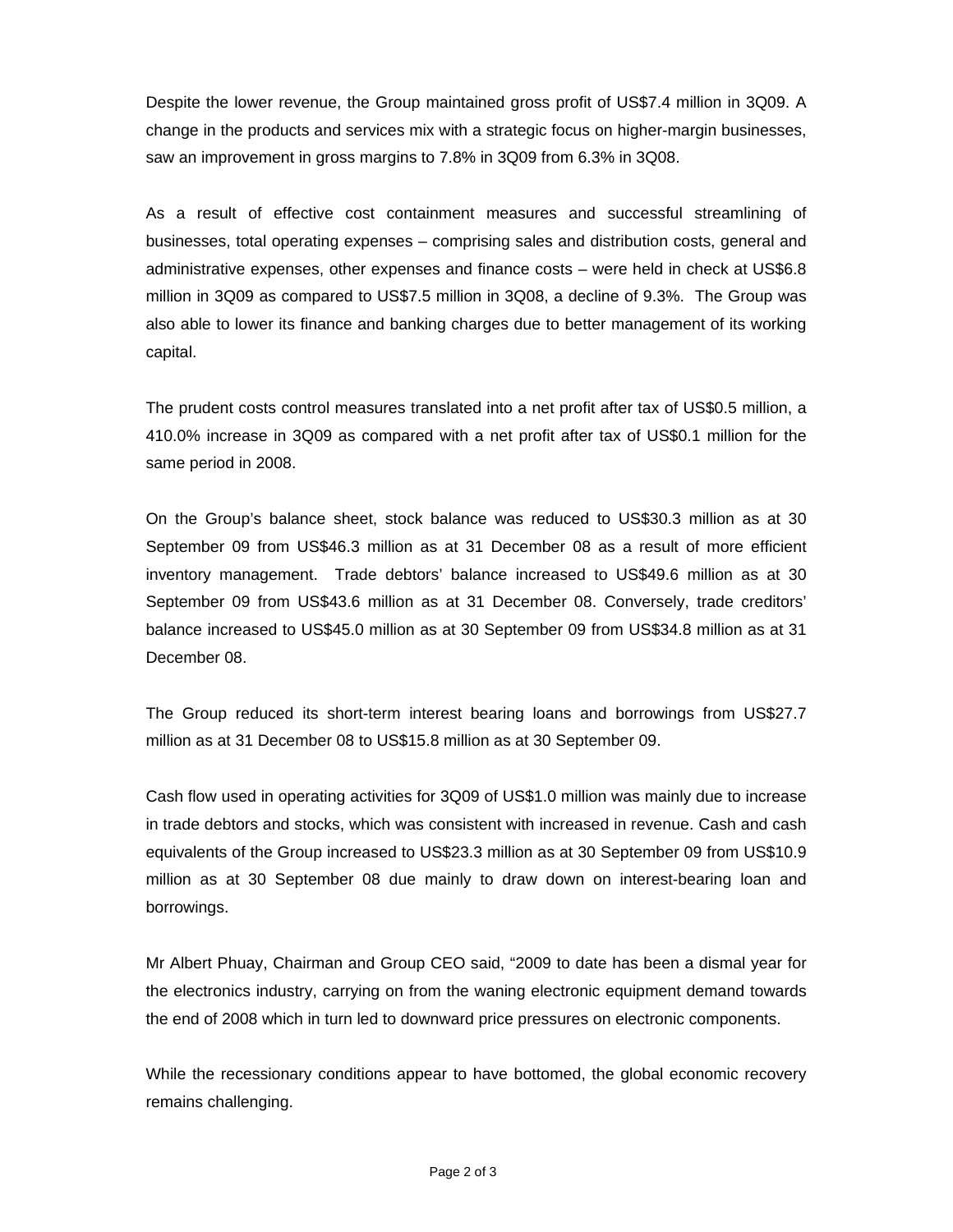Despite the lower revenue, the Group maintained gross profit of US$7.4 million in 3Q09. A change in the products and services mix with a strategic focus on higher-margin businesses, saw an improvement in gross margins to 7.8% in 3Q09 from 6.3% in 3Q08.

As a result of effective cost containment measures and successful streamlining of businesses, total operating expenses – comprising sales and distribution costs, general and administrative expenses, other expenses and finance costs – were held in check at US$6.8 million in 3Q09 as compared to US$7.5 million in 3Q08, a decline of 9.3%. The Group was also able to lower its finance and banking charges due to better management of its working capital.

The prudent costs control measures translated into a net profit after tax of US$0.5 million, a 410.0% increase in 3Q09 as compared with a net profit after tax of US$0.1 million for the same period in 2008.

On the Group's balance sheet, stock balance was reduced to US$30.3 million as at 30 September 09 from US$46.3 million as at 31 December 08 as a result of more efficient inventory management. Trade debtors' balance increased to US$49.6 million as at 30 September 09 from US$43.6 million as at 31 December 08. Conversely, trade creditors' balance increased to US$45.0 million as at 30 September 09 from US$34.8 million as at 31 December 08.

The Group reduced its short-term interest bearing loans and borrowings from US$27.7 million as at 31 December 08 to US$15.8 million as at 30 September 09.

Cash flow used in operating activities for 3Q09 of US$1.0 million was mainly due to increase in trade debtors and stocks, which was consistent with increased in revenue. Cash and cash equivalents of the Group increased to US$23.3 million as at 30 September 09 from US$10.9 million as at 30 September 08 due mainly to draw down on interest-bearing loan and borrowings.

Mr Albert Phuay, Chairman and Group CEO said, "2009 to date has been a dismal year for the electronics industry, carrying on from the waning electronic equipment demand towards the end of 2008 which in turn led to downward price pressures on electronic components.

While the recessionary conditions appear to have bottomed, the global economic recovery remains challenging.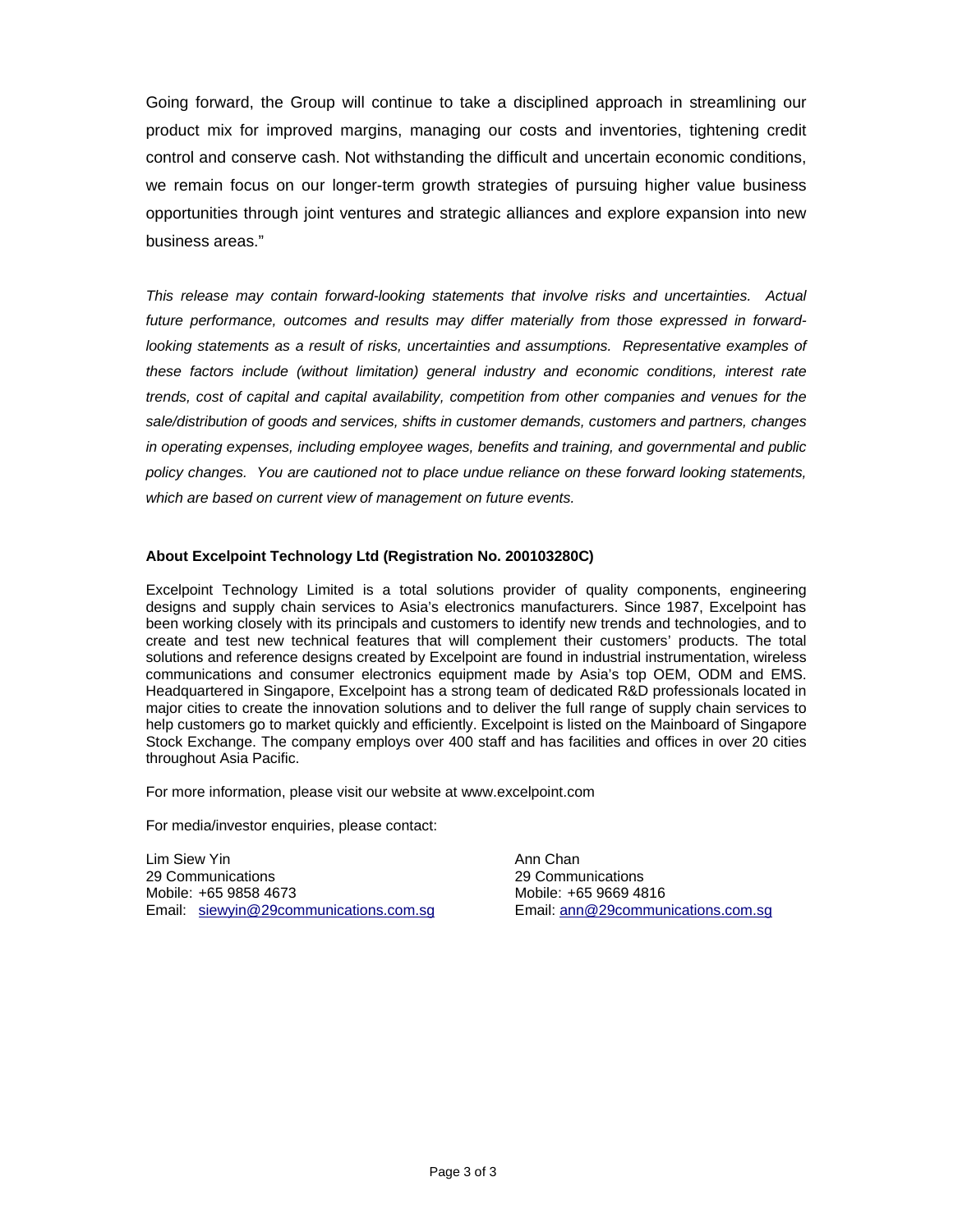Going forward, the Group will continue to take a disciplined approach in streamlining our product mix for improved margins, managing our costs and inventories, tightening credit control and conserve cash. Not withstanding the difficult and uncertain economic conditions, we remain focus on our longer-term growth strategies of pursuing higher value business opportunities through joint ventures and strategic alliances and explore expansion into new business areas."

*This release may contain forward-looking statements that involve risks and uncertainties. Actual future performance, outcomes and results may differ materially from those expressed in forward-looking statements as a result of risks, uncertainties and assumptions. Representative examples of these factors include (without limitation) general industry and economic conditions, interest rate trends, cost of capital and capital availability, competition from other companies and venues for the sale/distribution of goods and services, shifts in customer demands, customers and partners, changes in operating expenses, including employee wages, benefits and training, and governmental and public policy changes. You are cautioned not to place undue reliance on these forward looking statements, which are based on current view of management on future events.*

**About Excelpoint Technology Ltd (Registration No. 200103280C)**

Excelpoint Technology Limited is a total solutions provider of quality components, engineering designs and supply chain services to Asia's electronics manufacturers. Since 1987, Excelpoint has been working closely with its principals and customers to identify new trends and technologies, and to create and test new technical features that will complement their customers' products. The total solutions and reference designs created by Excelpoint are found in industrial instrumentation, wireless communications and consumer electronics equipment made by Asia's top OEM, ODM and EMS. Headquartered in Singapore, Excelpoint has a strong team of dedicated R&D professionals located in major cities to create the innovation solutions and to deliver the full range of supply chain services to help customers go to market quickly and efficiently. Excelpoint is listed on the Mainboard of Singapore Stock Exchange. The company employs over 400 staff and has facilities and offices in over 20 cities throughout Asia Pacific.

For more information, please visit our website at www.excelpoint.com

For media/investor enquiries, please contact:

Lim Siew Yin
29 Communications
Mobile: +65 9858 4673
Email: siewyin@29communications.com.sg

Ann Chan
29 Communications
Mobile: +65 9669 4816
Email: ann@29communications.com.sg